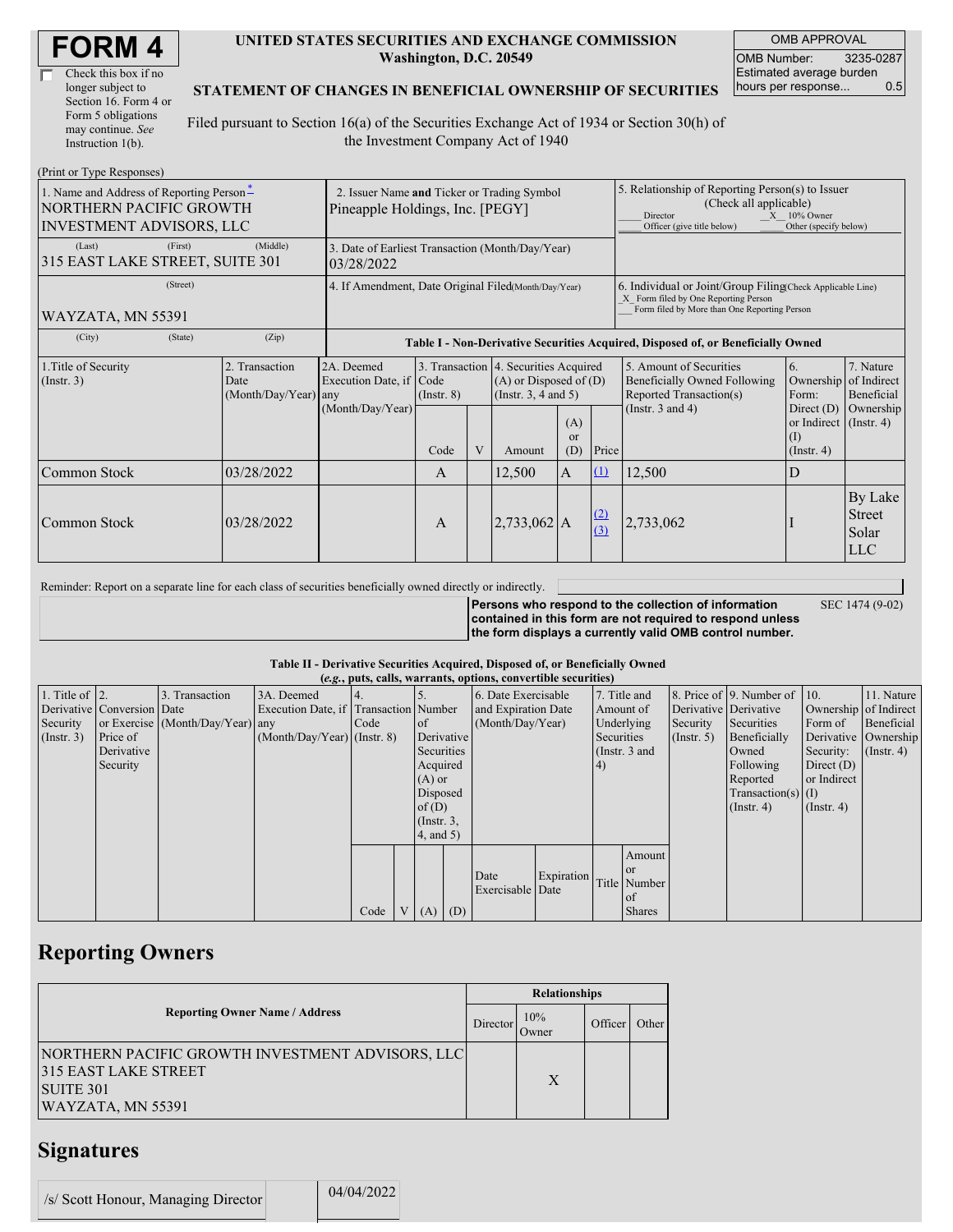# FORM 4

☐ Check this box if no longer subject to Section 16. Form 4 or Form 5 obligations may continue. *See* Instruction 1(b).

**UNITED STATES SECURITIES AND EXCHANGE COMMISSION**
**Washington, D.C. 20549**

**STATEMENT OF CHANGES IN BENEFICIAL OWNERSHIP OF SECURITIES**

Filed pursuant to Section 16(a) of the Securities Exchange Act of 1934 or Section 30(h) of the Investment Company Act of 1940

| OMB APPROVAL | |
|---|---|
| OMB Number: | 3235-0287 |
| Estimated average burden hours per response... | 0.5 |

(Print or Type Responses)

| | | |
|---|---|---|
| 1. Name and Address of Reporting Person * NORTHERN PACIFIC GROWTH INVESTMENT ADVISORS, LLC | 2. Issuer Name **and** Ticker or Trading Symbol Pineapple Holdings, Inc. [PEGY] | 5. Relationship of Reporting Person(s) to Issuer (Check all applicable) ___ Director _X_ 10% Owner ___ Officer (give title below) ___ Other (specify below) |
| (Last) (First) (Middle) 315 EAST LAKE STREET, SUITE 301 | 3. Date of Earliest Transaction (Month/Day/Year) 03/28/2022 | |
| (Street) WAYZATA, MN 55391 | 4. If Amendment, Date Original Filed(Month/Day/Year) | 6. Individual or Joint/Group Filing(Check Applicable Line) _X_ Form filed by One Reporting Person ___ Form filed by More than One Reporting Person |
| (City) (State) (Zip) | | |

**Table I - Non-Derivative Securities Acquired, Disposed of, or Beneficially Owned**

| 1.Title of Security (Instr. 3) | 2. Transaction Date (Month/Day/Year) | 2A. Deemed Execution Date, if any (Month/Day/Year) | 3. Transaction Code (Instr. 8) | | 4. Securities Acquired (A) or Disposed of (D) (Instr. 3, 4 and 5) | | | 5. Amount of Securities Beneficially Owned Following Reported Transaction(s) (Instr. 3 and 4) | 6. Ownership Form: Direct (D) or Indirect (I) (Instr. 4) | 7. Nature of Indirect Beneficial Ownership (Instr. 4) |
|---|---|---|---|---|---|---|---|---|---|---|
| | | | Code | V | Amount | (A) or (D) | Price | | | |
| Common Stock | 03/28/2022 | | A | | 12,500 | A | (1) | 12,500 | D | |
| Common Stock | 03/28/2022 | | A | | 2,733,062 | A | (2) (3) | 2,733,062 | I | By Lake Street Solar LLC |

Reminder: Report on a separate line for each class of securities beneficially owned directly or indirectly.

**Persons who respond to the collection of information contained in this form are not required to respond unless the form displays a currently valid OMB control number.** SEC 1474 (9-02)

**Table II - Derivative Securities Acquired, Disposed of, or Beneficially Owned**
**(*e.g.*, puts, calls, warrants, options, convertible securities)**

| 1. Title of Derivative Security (Instr. 3) | 2. Conversion or Exercise Price of Derivative Security | 3. Transaction Date (Month/Day/Year) | 3A. Deemed Execution Date, if any (Month/Day/Year) | 4. Transaction Code (Instr. 8) | | 5. Number of Derivative Securities Acquired (A) or Disposed of (D) (Instr. 3, 4, and 5) | | 6. Date Exercisable and Expiration Date (Month/Day/Year) | | 7. Title and Amount of Underlying Securities (Instr. 3 and 4) | | 8. Price of Derivative Security (Instr. 5) | 9. Number of Derivative Securities Beneficially Owned Following Reported Transaction(s) (Instr. 4) | 10. Ownership Form of Derivative Security: Direct (D) or Indirect (I) (Instr. 4) | 11. Nature of Indirect Beneficial Ownership (Instr. 4) |
|---|---|---|---|---|---|---|---|---|---|---|---|---|---|---|---|
| | | | | Code | V | (A) | (D) | Date Exercisable | Expiration Date | Title | Amount or Number of Shares | | | | |

## Reporting Owners

| Reporting Owner Name / Address | Relationships | | | |
|---|---|---|---|---|
| | Director | 10% Owner | Officer | Other |
| NORTHERN PACIFIC GROWTH INVESTMENT ADVISORS, LLC 315 EAST LAKE STREET SUITE 301 WAYZATA, MN 55391 | | X | | |

## Signatures

| | |
|---|---|
| /s/ Scott Honour, Managing Director | 04/04/2022 |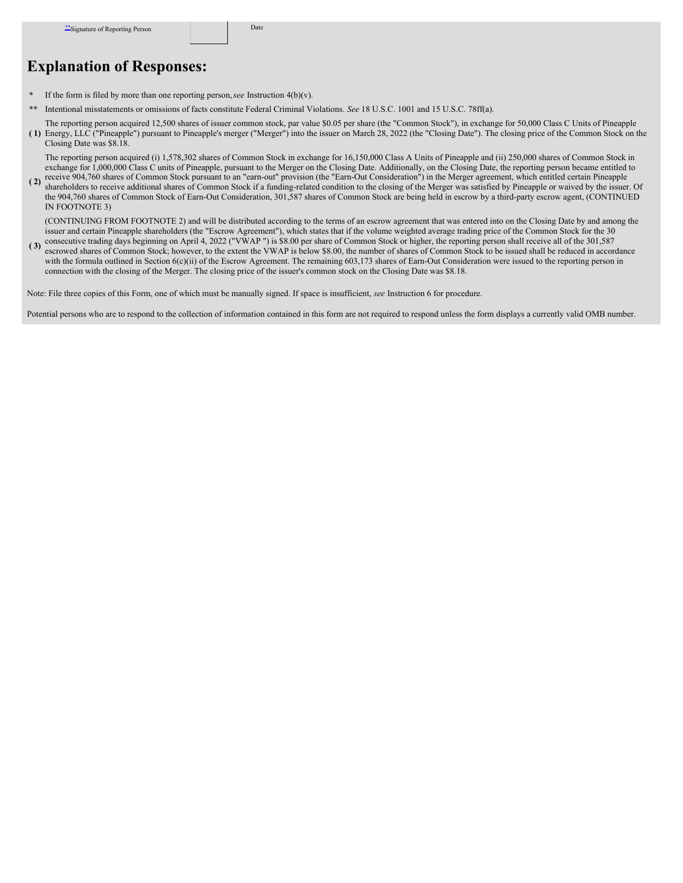| | |
|---|---|
| ** Signature of Reporting Person | Date |

# Explanation of Responses:

\* If the form is filed by more than one reporting person, *see* Instruction 4(b)(v).

\*\* Intentional misstatements or omissions of facts constitute Federal Criminal Violations. *See* 18 U.S.C. 1001 and 15 U.S.C. 78ff(a).

( 1) The reporting person acquired 12,500 shares of issuer common stock, par value $0.05 per share (the "Common Stock"), in exchange for 50,000 Class C Units of Pineapple Energy, LLC ("Pineapple") pursuant to Pineapple's merger ("Merger") into the issuer on March 28, 2022 (the "Closing Date"). The closing price of the Common Stock on the Closing Date was $8.18.

( 2) The reporting person acquired (i) 1,578,302 shares of Common Stock in exchange for 16,150,000 Class A Units of Pineapple and (ii) 250,000 shares of Common Stock in exchange for 1,000,000 Class C units of Pineapple, pursuant to the Merger on the Closing Date. Additionally, on the Closing Date, the reporting person became entitled to receive 904,760 shares of Common Stock pursuant to an "earn-out" provision (the "Earn-Out Consideration") in the Merger agreement, which entitled certain Pineapple shareholders to receive additional shares of Common Stock if a funding-related condition to the closing of the Merger was satisfied by Pineapple or waived by the issuer. Of the 904,760 shares of Common Stock of Earn-Out Consideration, 301,587 shares of Common Stock are being held in escrow by a third-party escrow agent, (CONTINUED IN FOOTNOTE 3)

( 3) (CONTINUING FROM FOOTNOTE 2) and will be distributed according to the terms of an escrow agreement that was entered into on the Closing Date by and among the issuer and certain Pineapple shareholders (the "Escrow Agreement"), which states that if the volume weighted average trading price of the Common Stock for the 30 consecutive trading days beginning on April 4, 2022 ("VWAP ") is $8.00 per share of Common Stock or higher, the reporting person shall receive all of the 301,587 escrowed shares of Common Stock; however, to the extent the VWAP is below $8.00, the number of shares of Common Stock to be issued shall be reduced in accordance with the formula outlined in Section 6(c)(ii) of the Escrow Agreement. The remaining 603,173 shares of Earn-Out Consideration were issued to the reporting person in connection with the closing of the Merger. The closing price of the issuer's common stock on the Closing Date was $8.18.

Note: File three copies of this Form, one of which must be manually signed. If space is insufficient, *see* Instruction 6 for procedure.

Potential persons who are to respond to the collection of information contained in this form are not required to respond unless the form displays a currently valid OMB number.